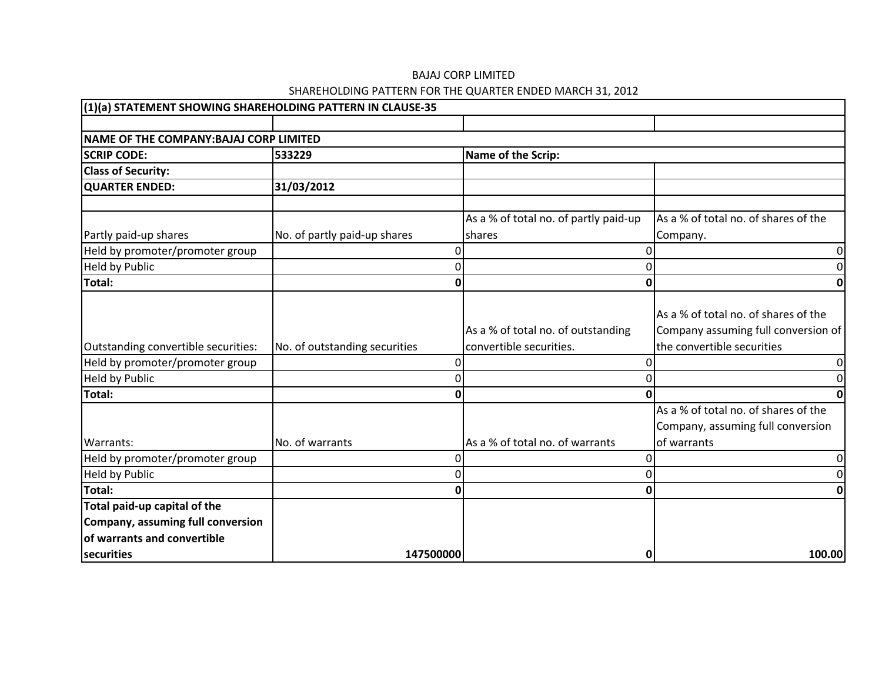BAJAJ CORP LIMITED

SHAREHOLDING PATTERN FOR THE QUARTER ENDED MARCH 31, 2012

| **(1)(a) STATEMENT SHOWING SHAREHOLDING PATTERN IN CLAUSE-35** | | | |
|---|---|---|---|
| | | | |
| **NAME OF THE COMPANY:BAJAJ CORP LIMITED** | | | |
| **SCRIP CODE:** | **533229** | **Name of the Scrip:** | |
| **Class of Security:** | | | |
| **QUARTER ENDED:** | **31/03/2012** | | |
| | | | |
| Partly paid-up shares | No. of partly paid-up shares | As a % of total no. of partly paid-up shares | As a % of total no. of shares of the Company. |
| Held by promoter/promoter group | 0 | 0 | 0 |
| Held by Public | 0 | 0 | 0 |
| **Total:** | **0** | **0** | **0** |
| Outstanding convertible securities: | No. of outstanding securities | As a % of total no. of outstanding convertible securities. | As a % of total no. of shares of the Company assuming full conversion of the convertible securities |
| Held by promoter/promoter group | 0 | 0 | 0 |
| Held by Public | 0 | 0 | 0 |
| **Total:** | **0** | **0** | **0** |
| Warrants: | No. of warrants | As a % of total no. of warrants | As a % of total no. of shares of the Company, assuming full conversion of warrants |
| Held by promoter/promoter group | 0 | 0 | 0 |
| Held by Public | 0 | 0 | 0 |
| **Total:** | **0** | **0** | **0** |
| **Total paid-up capital of the Company, assuming full conversion of warrants and convertible securities** | **147500000** | **0** | **100.00** |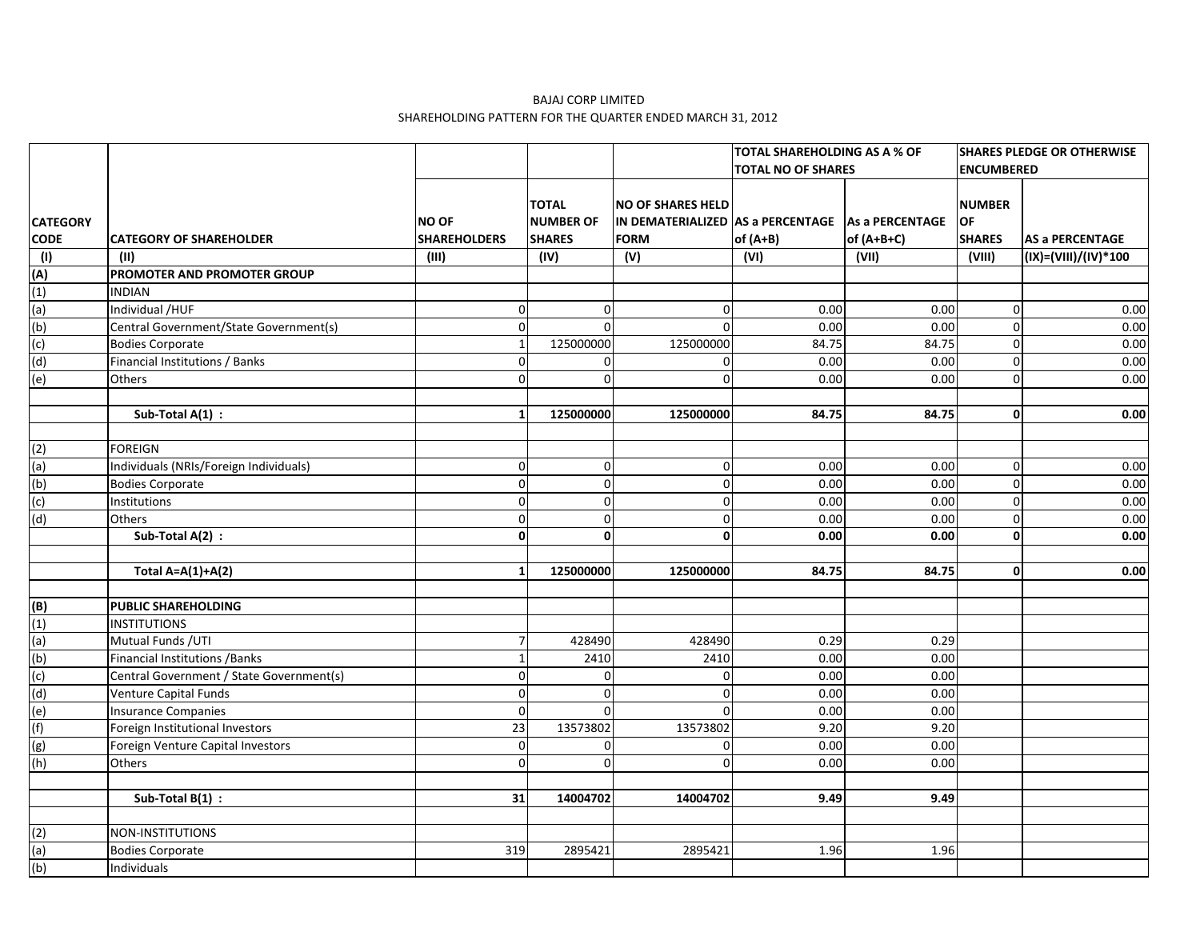BAJAJ CORP LIMITED

SHAREHOLDING PATTERN FOR THE QUARTER ENDED MARCH 31, 2012

| | | | | | TOTAL SHAREHOLDING AS A % OF TOTAL NO OF SHARES | | SHARES PLEDGE OR OTHERWISE ENCUMBERED | |
|---|---|---|---|---|---|---|---|---|
| CATEGORY CODE | CATEGORY OF SHAREHOLDER | NO OF SHAREHOLDERS | TOTAL NUMBER OF SHARES | NO OF SHARES HELD IN DEMATERIALIZED FORM | AS a PERCENTAGE of (A+B) | As a PERCENTAGE of (A+B+C) | NUMBER OF SHARES | AS a PERCENTAGE |
| (I) | (II) | (III) | (IV) | (V) | (VI) | (VII) | (VIII) | (IX)=(VIII)/(IV)*100 |
| **(A)** | **PROMOTER AND PROMOTER GROUP** | | | | | | | |
| (1) | INDIAN | | | | | | | |
| (a) | Individual /HUF | 0 | 0 | 0 | 0.00 | 0.00 | 0 | 0.00 |
| (b) | Central Government/State Government(s) | 0 | 0 | 0 | 0.00 | 0.00 | 0 | 0.00 |
| (c) | Bodies Corporate | 1 | 125000000 | 125000000 | 84.75 | 84.75 | 0 | 0.00 |
| (d) | Financial Institutions / Banks | 0 | 0 | 0 | 0.00 | 0.00 | 0 | 0.00 |
| (e) | Others | 0 | 0 | 0 | 0.00 | 0.00 | 0 | 0.00 |
| | | | | | | | | |
| | **Sub-Total A(1) :** | **1** | **125000000** | **125000000** | **84.75** | **84.75** | **0** | **0.00** |
| | | | | | | | | |
| (2) | FOREIGN | | | | | | | |
| (a) | Individuals (NRIs/Foreign Individuals) | 0 | 0 | 0 | 0.00 | 0.00 | 0 | 0.00 |
| (b) | Bodies Corporate | 0 | 0 | 0 | 0.00 | 0.00 | 0 | 0.00 |
| (c) | Institutions | 0 | 0 | 0 | 0.00 | 0.00 | 0 | 0.00 |
| (d) | Others | 0 | 0 | 0 | 0.00 | 0.00 | 0 | 0.00 |
| | **Sub-Total A(2) :** | **0** | **0** | **0** | **0.00** | **0.00** | **0** | **0.00** |
| | | | | | | | | |
| | **Total A=A(1)+A(2)** | **1** | **125000000** | **125000000** | **84.75** | **84.75** | **0** | **0.00** |
| | | | | | | | | |
| **(B)** | **PUBLIC SHAREHOLDING** | | | | | | | |
| (1) | INSTITUTIONS | | | | | | | |
| (a) | Mutual Funds /UTI | 7 | 428490 | 428490 | 0.29 | 0.29 | | |
| (b) | Financial Institutions /Banks | 1 | 2410 | 2410 | 0.00 | 0.00 | | |
| (c) | Central Government / State Government(s) | 0 | 0 | 0 | 0.00 | 0.00 | | |
| (d) | Venture Capital Funds | 0 | 0 | 0 | 0.00 | 0.00 | | |
| (e) | Insurance Companies | 0 | 0 | 0 | 0.00 | 0.00 | | |
| (f) | Foreign Institutional Investors | 23 | 13573802 | 13573802 | 9.20 | 9.20 | | |
| (g) | Foreign Venture Capital Investors | 0 | 0 | 0 | 0.00 | 0.00 | | |
| (h) | Others | 0 | 0 | 0 | 0.00 | 0.00 | | |
| | | | | | | | | |
| | **Sub-Total B(1) :** | **31** | **14004702** | **14004702** | **9.49** | **9.49** | | |
| | | | | | | | | |
| (2) | NON-INSTITUTIONS | | | | | | | |
| (a) | Bodies Corporate | 319 | 2895421 | 2895421 | 1.96 | 1.96 | | |
| (b) | Individuals | | | | | | | |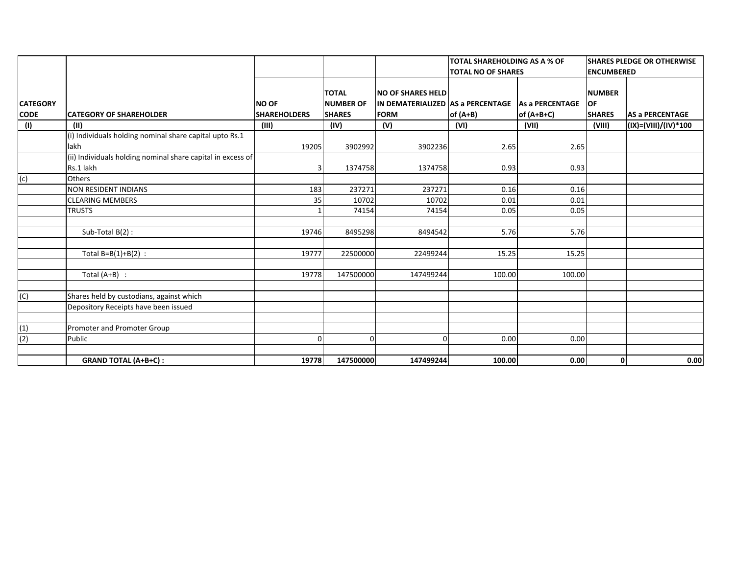| CATEGORY CODE | CATEGORY OF SHAREHOLDER | NO OF SHAREHOLDERS | TOTAL NUMBER OF SHARES | NO OF SHARES HELD IN DEMATERIALIZED FORM | TOTAL SHAREHOLDING AS A % OF TOTAL NO OF SHARES | | SHARES PLEDGE OR OTHERWISE ENCUMBERED | |
|---|---|---|---|---|---|---|---|---|
| | | | | | AS a PERCENTAGE of (A+B) | As a PERCENTAGE of (A+B+C) | NUMBER OF SHARES | AS a PERCENTAGE |
| (I) | (II) | (III) | (IV) | (V) | (VI) | (VII) | (VIII) | (IX)=(VIII)/(IV)*100 |
| | (i) Individuals holding nominal share capital upto Rs.1 lakh | 19205 | 3902992 | 3902236 | 2.65 | 2.65 | | |
| | (ii) Individuals holding nominal share capital in excess of Rs.1 lakh | 3 | 1374758 | 1374758 | 0.93 | 0.93 | | |
| (c) | Others | | | | | | | |
| | NON RESIDENT INDIANS | 183 | 237271 | 237271 | 0.16 | 0.16 | | |
| | CLEARING MEMBERS | 35 | 10702 | 10702 | 0.01 | 0.01 | | |
| | TRUSTS | 1 | 74154 | 74154 | 0.05 | 0.05 | | |
| | | | | | | | | |
| | Sub-Total B(2) : | 19746 | 8495298 | 8494542 | 5.76 | 5.76 | | |
| | | | | | | | | |
| | Total B=B(1)+B(2) : | 19777 | 22500000 | 22499244 | 15.25 | 15.25 | | |
| | | | | | | | | |
| | Total (A+B) : | 19778 | 147500000 | 147499244 | 100.00 | 100.00 | | |
| | | | | | | | | |
| (C) | Shares held by custodians, against which | | | | | | | |
| | Depository Receipts have been issued | | | | | | | |
| | | | | | | | | |
| (1) | Promoter and Promoter Group | | | | | | | |
| (2) | Public | 0 | 0 | 0 | 0.00 | 0.00 | | |
| | | | | | | | | |
| | **GRAND TOTAL (A+B+C) :** | **19778** | **147500000** | **147499244** | **100.00** | **0.00** | **0** | **0.00** |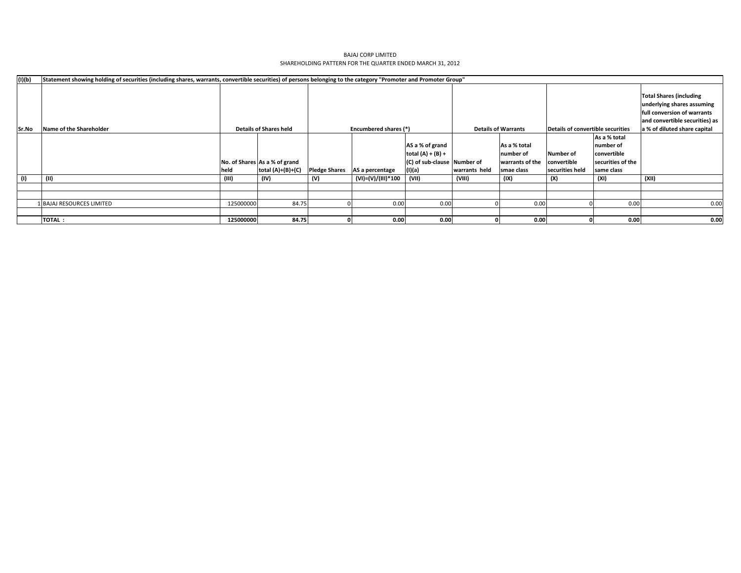BAJAJ CORP LIMITED

SHAREHOLDING PATTERN FOR THE QUARTER ENDED MARCH 31, 2012

| (I)(b) | Statement showing holding of securities (including shares, warrants, convertible securities) of persons belonging to the category "Promoter and Promoter Group" | | | | | | | | | | |
|---|---|---|---|---|---|---|---|---|---|---|---|
| Sr.No | Name of the Shareholder | Details of Shares held | | Encumbered shares (*) | | | Details of Warrants | | Details of convertible securities | | Total Shares (including underlying shares assuming full conversion of warrants and convertible securities) as a % of diluted share capital |
| | | No. of Shares held | As a % of grand total (A)+(B)+(C) | Pledge Shares | AS a percentage | AS a % of grand total (A) + (B) + (C) of sub-clause (I)(a) | Number of warrants held | As a % total number of warrants of the smae class | Number of convertible securities held | As a % total number of convertible securities of the same class | |
| (I) | (II) | (III) | (IV) | (V) | (VI)=(V)/(III)*100 | (VII) | (VIII) | (IX) | (X) | (XI) | (XII) |
| | | | | | | | | | | | |
| | | | | | | | | | | | |
| 1 | BAJAJ RESOURCES LIMITED | 125000000 | 84.75 | 0 | 0.00 | 0.00 | 0 | 0.00 | 0 | 0.00 | 0.00 |
| | | | | | | | | | | | |
| | **TOTAL :** | **125000000** | **84.75** | **0** | **0.00** | **0.00** | **0** | **0.00** | **0** | **0.00** | **0.00** |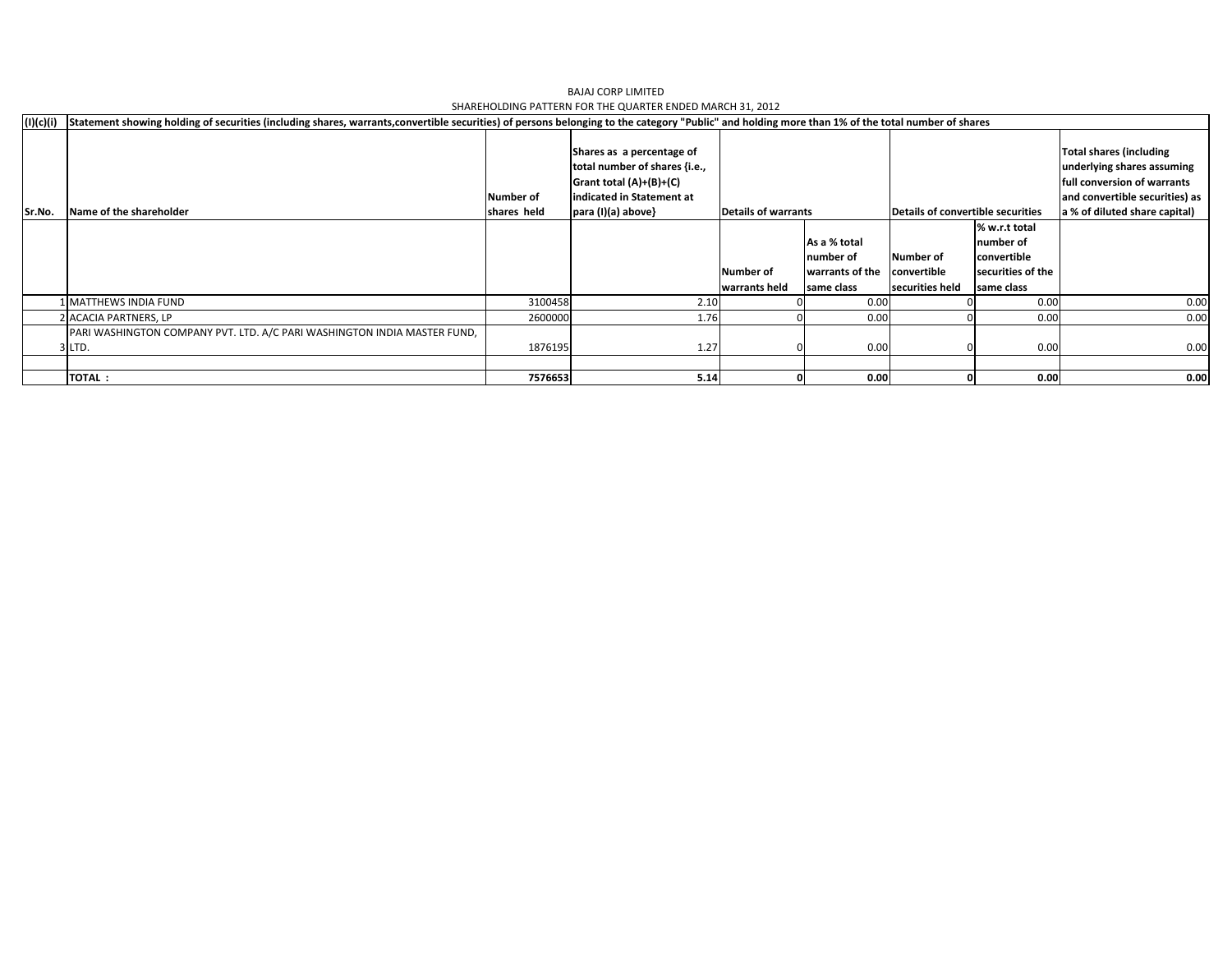BAJAJ CORP LIMITED

SHAREHOLDING PATTERN FOR THE QUARTER ENDED MARCH 31, 2012

| (I)(c)(i) | Statement showing holding of securities (including shares, warrants,convertible securities) of persons belonging to the category "Public" and holding more than 1% of the total number of shares | | | | | | | |
|---|---|---|---|---|---|---|---|---|
| **Sr.No.** | **Name of the shareholder** | **Number of shares held** | **Shares as a percentage of total number of shares {i.e., Grant total (A)+(B)+(C) indicated in Statement at para (I)(a) above}** | **Details of warrants** | | **Details of convertible securities** | | **Total shares (including underlying shares assuming full conversion of warrants and convertible securities) as a % of diluted share capital)** |
| | | | | **Number of warrants held** | **As a % total number of warrants of the same class** | **Number of convertible securities held** | **% w.r.t total number of convertible securities of the same class** | |
| 1 | MATTHEWS INDIA FUND | 3100458 | 2.10 | 0 | 0.00 | 0 | 0.00 | 0.00 |
| 2 | ACACIA PARTNERS, LP | 2600000 | 1.76 | 0 | 0.00 | 0 | 0.00 | 0.00 |
| 3 | PARI WASHINGTON COMPANY PVT. LTD. A/C PARI WASHINGTON INDIA MASTER FUND, LTD. | 1876195 | 1.27 | 0 | 0.00 | 0 | 0.00 | 0.00 |
| | | | | | | | | |
| | **TOTAL :** | **7576653** | **5.14** | **0** | **0.00** | **0** | **0.00** | **0.00** |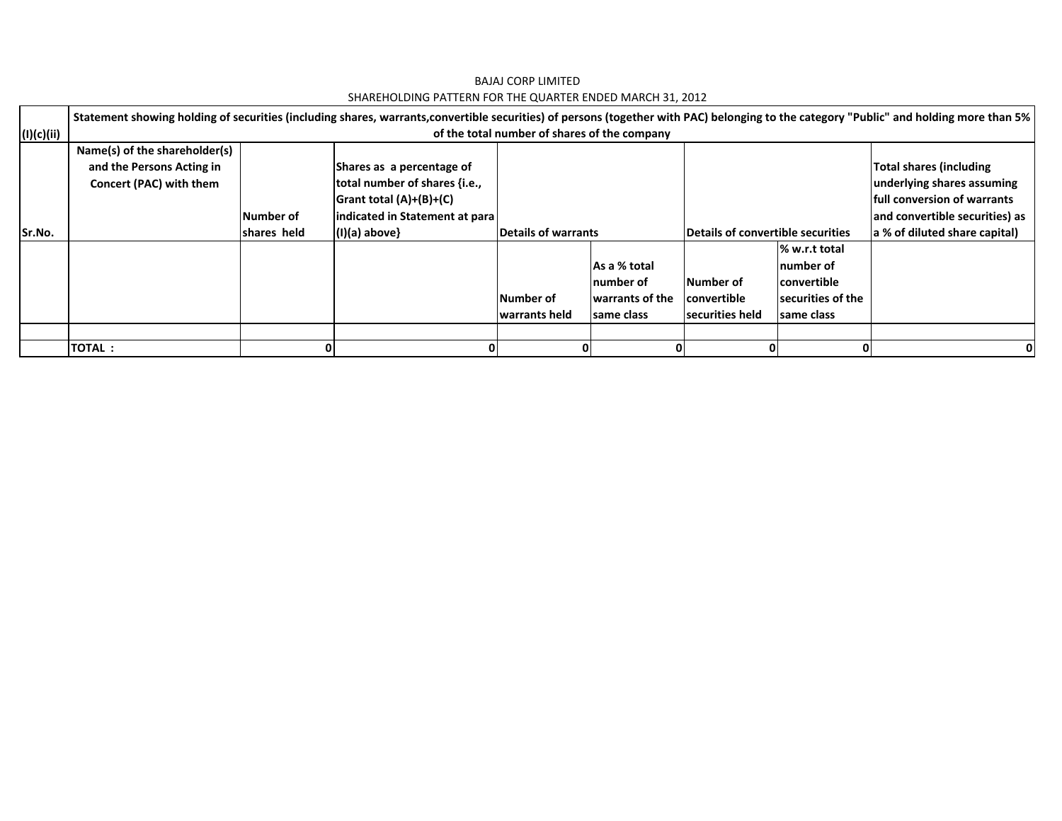BAJAJ CORP LIMITED

SHAREHOLDING PATTERN FOR THE QUARTER ENDED MARCH 31, 2012

| (I)(c)(ii) | Statement showing holding of securities (including shares, warrants,convertible securities) of persons (together with PAC) belonging to the category "Public" and holding more than 5% of the total number of shares of the company | | | | | | | |
|---|---|---|---|---|---|---|---|---|
| Sr.No. | Name(s) of the shareholder(s) and the Persons Acting in Concert (PAC) with them | Number of shares held | Shares as a percentage of total number of shares {i.e., Grant total (A)+(B)+(C) indicated in Statement at para (I)(a) above} | Details of warrants | | Details of convertible securities | | Total shares (including underlying shares assuming full conversion of warrants and convertible securities) as a % of diluted share capital) |
| | | | | Number of warrants held | As a % total number of warrants of the same class | Number of convertible securities held | % w.r.t total number of convertible securities of the same class | |
| | | | | | | | | |
| | TOTAL : | 0 | 0 | 0 | 0 | 0 | 0 | 0 |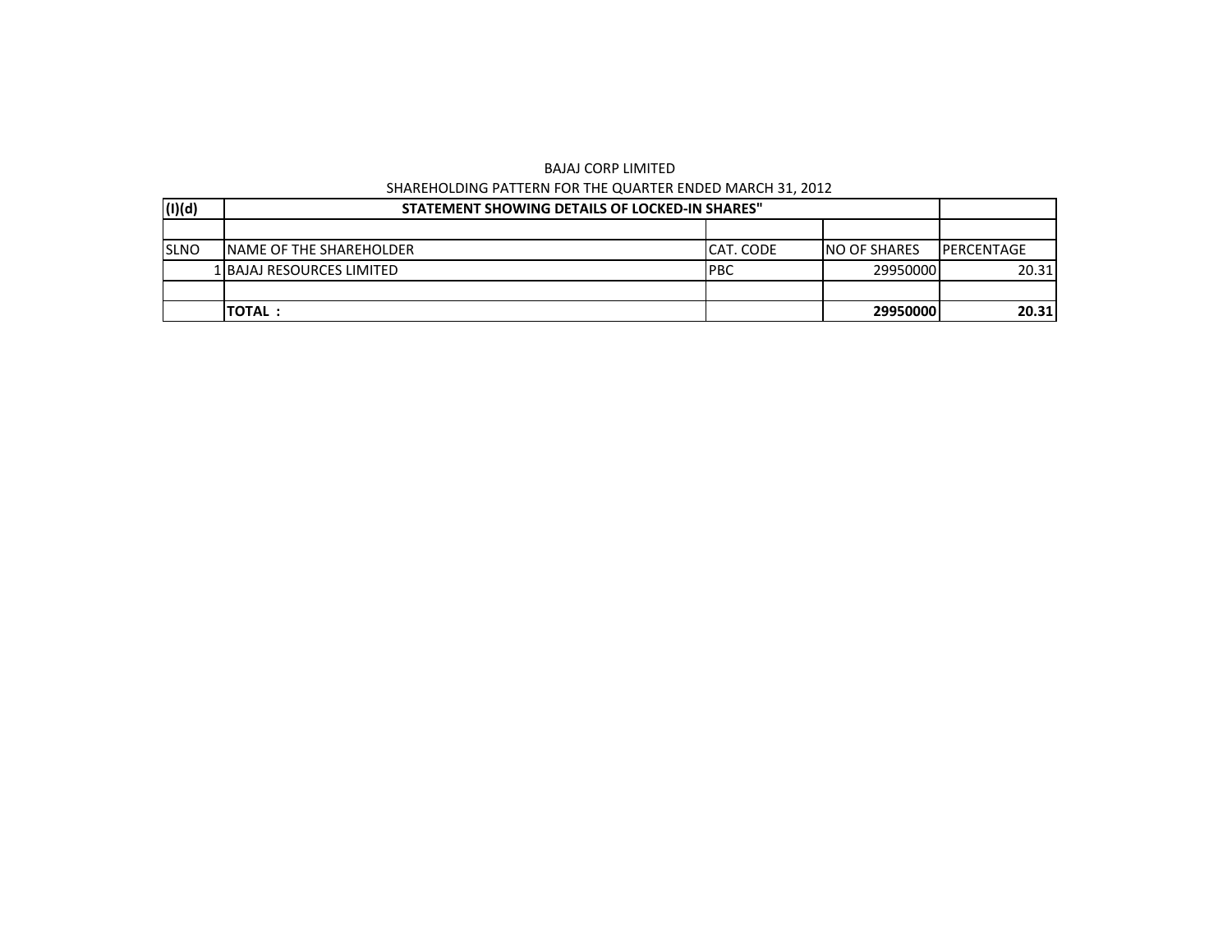BAJAJ CORP LIMITED

SHAREHOLDING PATTERN FOR THE QUARTER ENDED MARCH 31, 2012

| (I)(d) | STATEMENT SHOWING DETAILS OF LOCKED-IN SHARES" | | | |
|---|---|---|---|---|
| | | | | |
| SLNO | NAME OF THE SHAREHOLDER | CAT. CODE | NO OF SHARES | PERCENTAGE |
| 1 | BAJAJ RESOURCES LIMITED | PBC | 29950000 | 20.31 |
| | | | | |
| | **TOTAL :** | | **29950000** | **20.31** |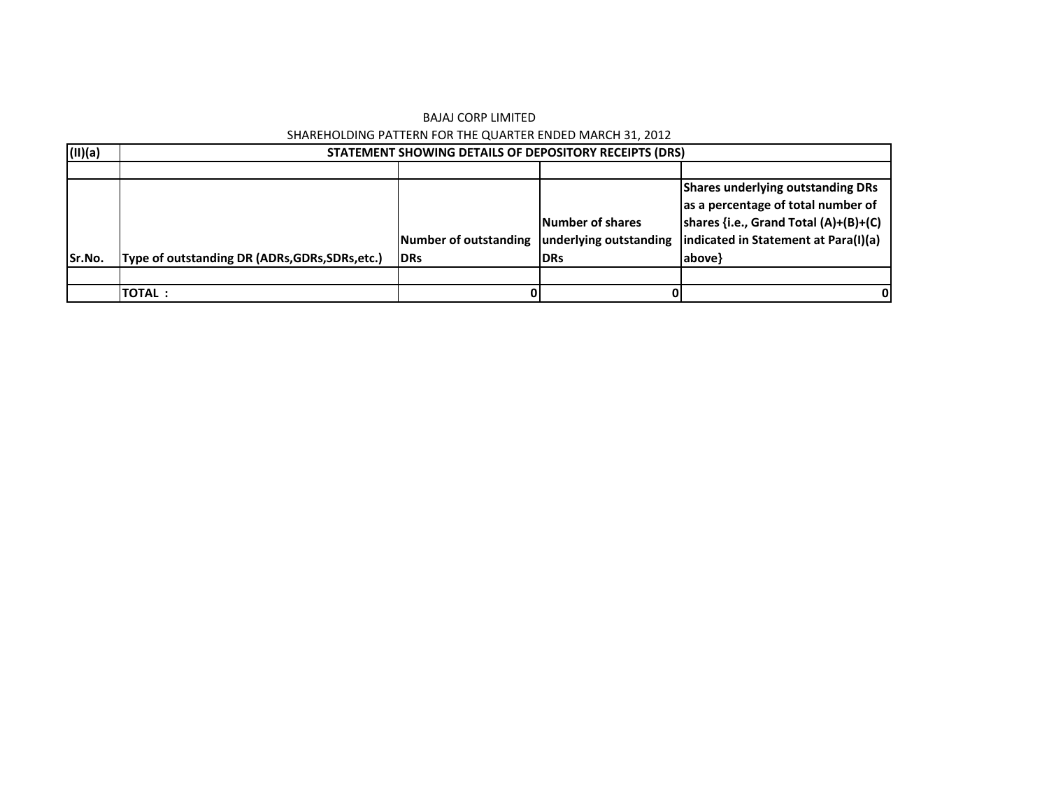BAJAJ CORP LIMITED

SHAREHOLDING PATTERN FOR THE QUARTER ENDED MARCH 31, 2012

| (II)(a) | STATEMENT SHOWING DETAILS OF DEPOSITORY RECEIPTS (DRS) | | | |
|---|---|---|---|---|
| | | | | |
| Sr.No. | Type of outstanding DR (ADRs,GDRs,SDRs,etc.) | Number of outstanding DRs | Number of shares underlying outstanding DRs | Shares underlying outstanding DRs as a percentage of total number of shares {i.e., Grand Total (A)+(B)+(C) indicated in Statement at Para(I)(a) above} |
| | | | | |
| | TOTAL : | 0 | 0 | 0 |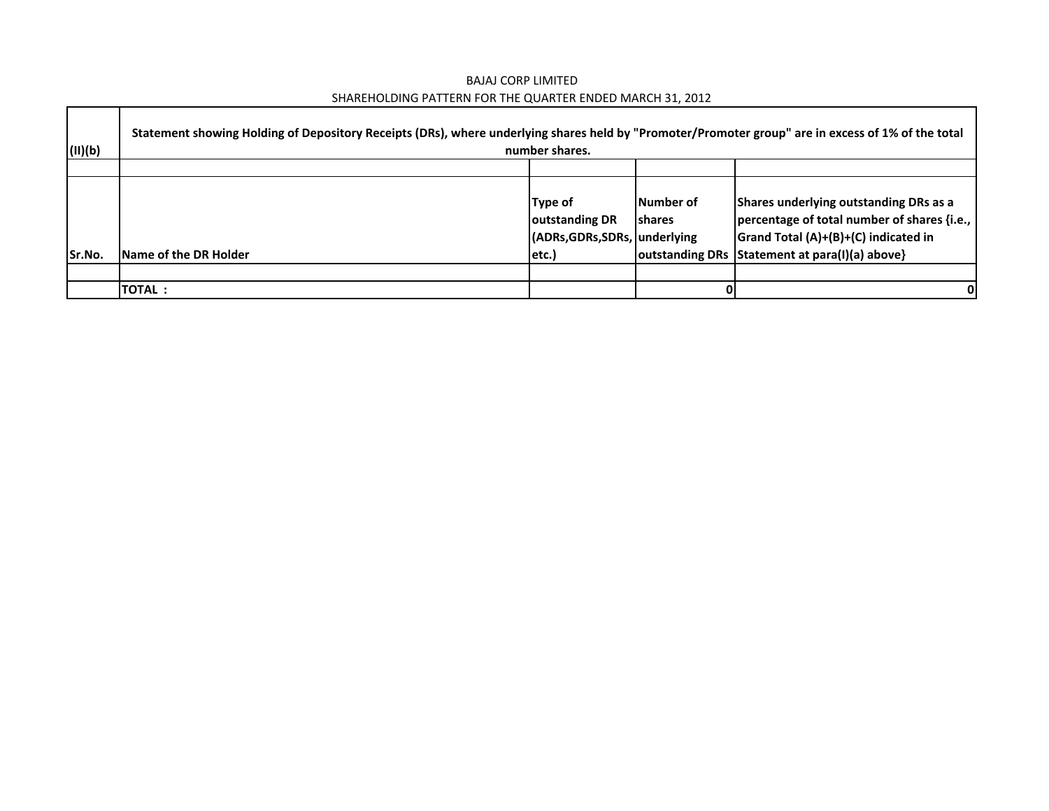BAJAJ CORP LIMITED

SHAREHOLDING PATTERN FOR THE QUARTER ENDED MARCH 31, 2012

| (II)(b) | Statement showing Holding of Depository Receipts (DRs), where underlying shares held by "Promoter/Promoter group" are in excess of 1% of the total number shares. | | | |
|---|---|---|---|---|
| | | | | |
| Sr.No. | Name of the DR Holder | Type of outstanding DR (ADRs,GDRs,SDRs, etc.) | Number of shares underlying outstanding DRs | Shares underlying outstanding DRs as a percentage of total number of shares {i.e., Grand Total (A)+(B)+(C) indicated in Statement at para(I)(a) above} |
| | | | | |
| | TOTAL : | | 0 | 0 |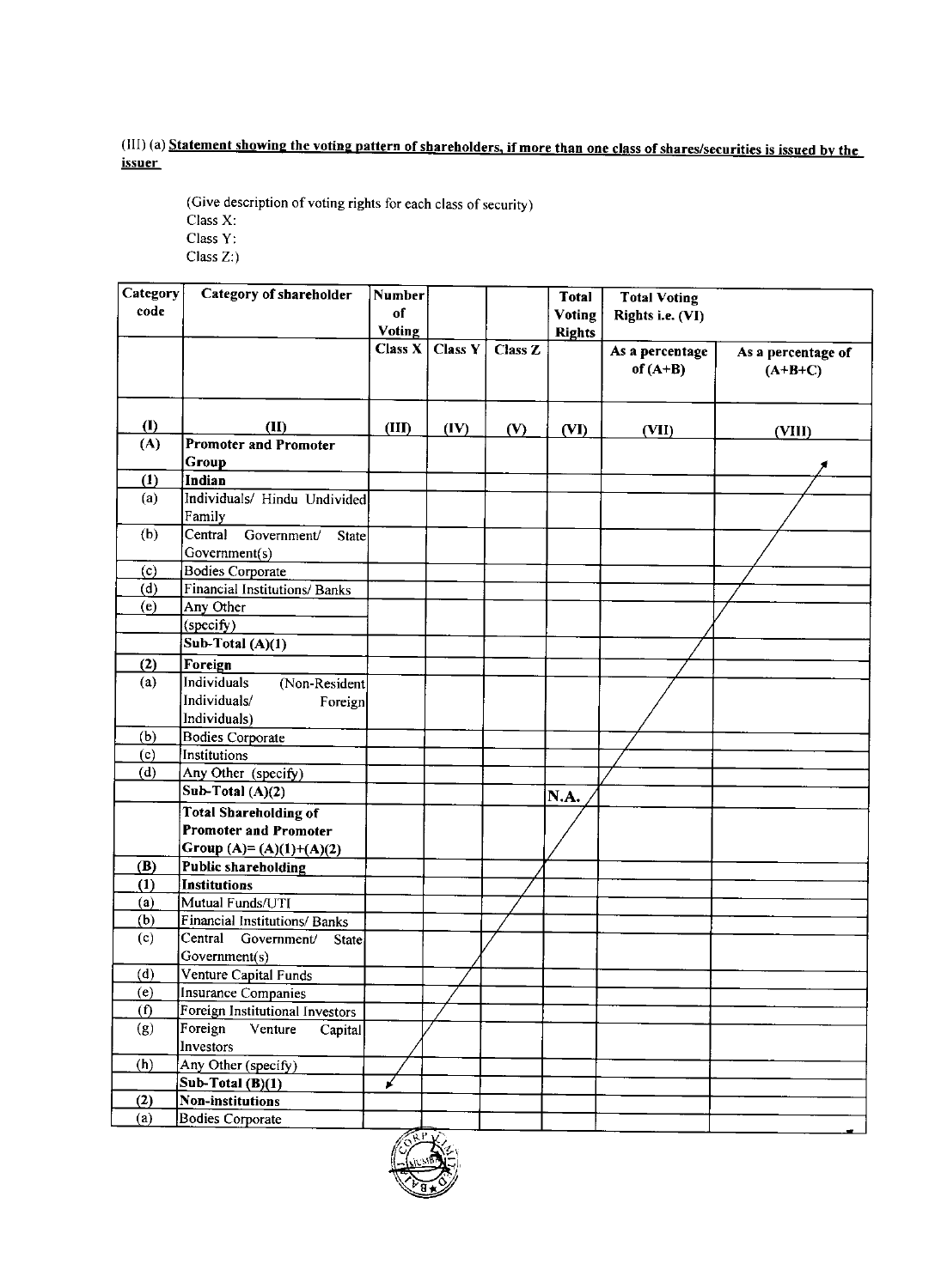(III) (a) **Statement showing the voting pattern of shareholders, if more than one class of shares/securities is issued by the issuer**

(Give description of voting rights for each class of security)
Class X:
Class Y:
Class Z:)

| Category code | Category of shareholder | Number of Voting | | | Total Voting Rights | Total Voting Rights i.e. (VI) | |
|---|---|---|---|---|---|---|---|
| | | Class X | Class Y | Class Z | | As a percentage of (A+B) | As a percentage of (A+B+C) |
| (I) | (II) | (III) | (IV) | (V) | (VI) | (VII) | (VIII) |
| **(A)** | **Promoter and Promoter Group** | | | | | | |
| **(1)** | **Indian** | | | | | | |
| (a) | Individuals/ Hindu Undivided Family | | | | | | |
| (b) | Central Government/ State Government(s) | | | | | | |
| (c) | Bodies Corporate | | | | | | |
| (d) | Financial Institutions/ Banks | | | | | | |
| (e) | Any Other (specify) | | | | | | |
| | **Sub-Total (A)(1)** | | | | | | |
| **(2)** | **Foreign** | | | | | | |
| (a) | Individuals (Non-Resident Individuals/ Foreign Individuals) | | | | | | |
| (b) | Bodies Corporate | | | | | | |
| (c) | Institutions | | | | | | |
| (d) | Any Other (specify) | | | | | | |
| | **Sub-Total (A)(2)** | | | | **N.A.** | | |
| | **Total Shareholding of Promoter and Promoter Group (A)= (A)(1)+(A)(2)** | | | | | | |
| **(B)** | **Public shareholding** | | | | | | |
| **(1)** | **Institutions** | | | | | | |
| (a) | Mutual Funds/UTI | | | | | | |
| (b) | Financial Institutions/ Banks | | | | | | |
| (c) | Central Government/ State Government(s) | | | | | | |
| (d) | Venture Capital Funds | | | | | | |
| (e) | Insurance Companies | | | | | | |
| (f) | Foreign Institutional Investors | | | | | | |
| (g) | Foreign Venture Capital Investors | | | | | | |
| (h) | Any Other (specify) | | | | | | |
| | **Sub-Total (B)(1)** | | | | | | |
| **(2)** | **Non-institutions** | | | | | | |
| (a) | Bodies Corporate | | | | | | |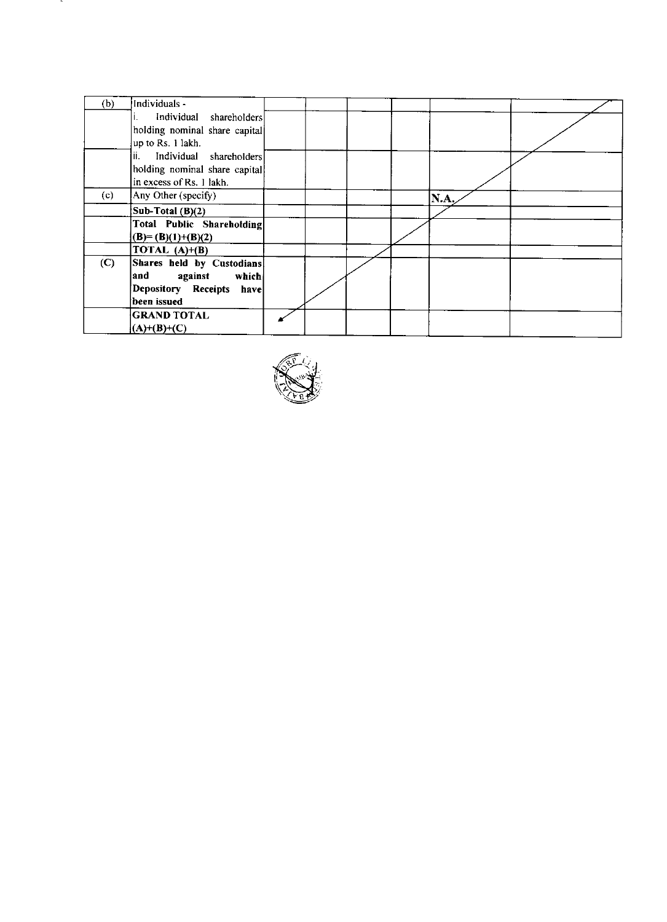| | | | | | | | |
|---|---|---|---|---|---|---|---|
| (b) | Individuals - | | | | | | |
| | i. Individual shareholders holding nominal share capital up to Rs. 1 lakh. | | | | | | |
| | ii. Individual shareholders holding nominal share capital in excess of Rs. 1 lakh. | | | | | | |
| (c) | Any Other (specify) | | | | | N.A. | |
| | **Sub-Total (B)(2)** | | | | | | |
| | **Total Public Shareholding (B)= (B)(1)+(B)(2)** | | | | | | |
| | **TOTAL (A)+(B)** | | | | | | |
| **(C)** | **Shares held by Custodians and against which Depository Receipts have been issued** | | | | | | |
| | **GRAND TOTAL (A)+(B)+(C)** | | | | | | |